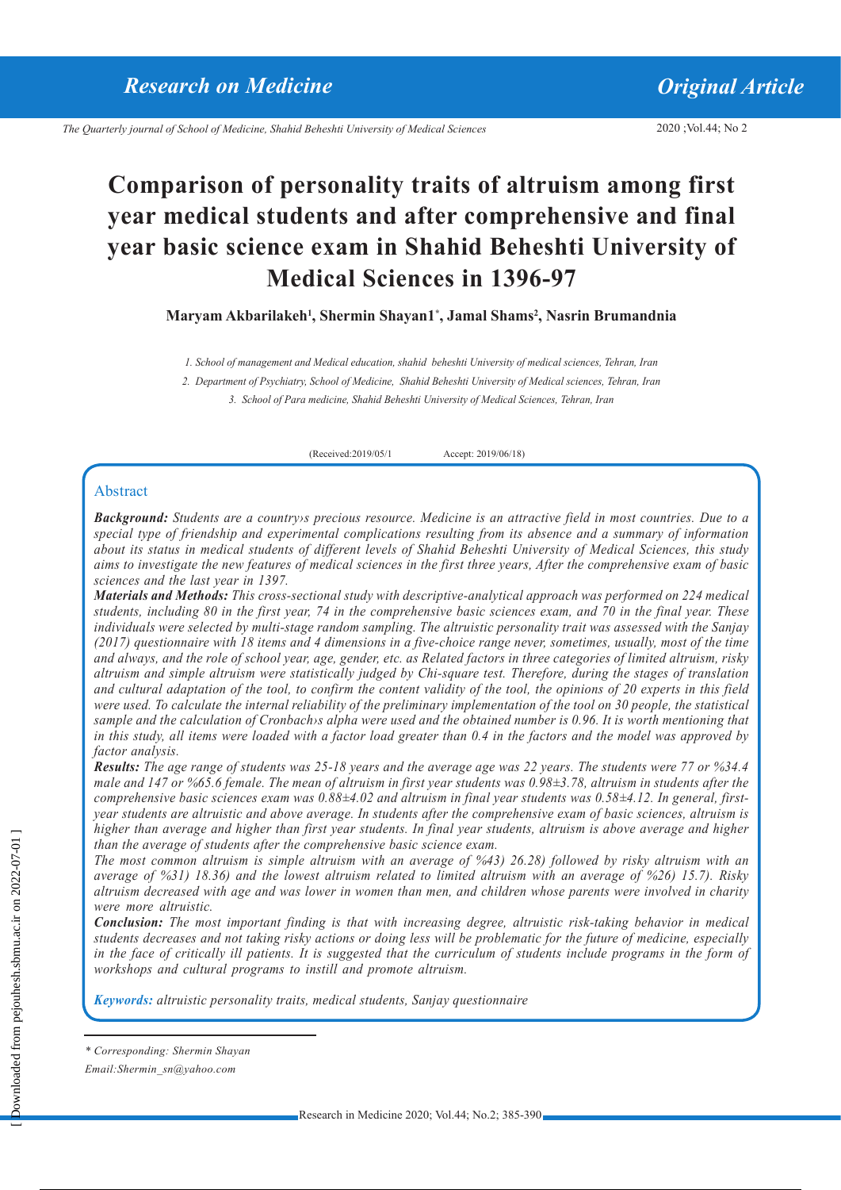# Comparison of personality traits of altruism among first year medical students and after comprehensive and final year basic science exam in Shahid Beheshti University of Medical Sciences in 1396-97

**Maryam Akbarilakeh[1], Shermin Shayan1[*], Jamal Shams[2], Nasrin Brumandnia**

*1. School of management and Medical education, shahid beheshti University of medical sciences, Tehran, Iran*

*2. Department of Psychiatry, School of Medicine, Shahid Beheshti University of Medical sciences, Tehran, Iran*

*3. School of Para medicine, Shahid Beheshti University of Medical Sciences, Tehran, Iran*

(Received:2019/05/1 Accept: 2019/06/18)

## Abstract

***Background:*** *Students are a country›s precious resource. Medicine is an attractive field in most countries. Due to a special type of friendship and experimental complications resulting from its absence and a summary of information about its status in medical students of different levels of Shahid Beheshti University of Medical Sciences, this study aims to investigate the new features of medical sciences in the first three years, After the comprehensive exam of basic sciences and the last year in 1397.*

***Materials and Methods:*** *This cross-sectional study with descriptive-analytical approach was performed on 224 medical students, including 80 in the first year, 74 in the comprehensive basic sciences exam, and 70 in the final year. These individuals were selected by multi-stage random sampling. The altruistic personality trait was assessed with the Sanjay (2017) questionnaire with 18 items and 4 dimensions in a five-choice range never, sometimes, usually, most of the time and always, and the role of school year, age, gender, etc. as Related factors in three categories of limited altruism, risky altruism and simple altruism were statistically judged by Chi-square test. Therefore, during the stages of translation and cultural adaptation of the tool, to confirm the content validity of the tool, the opinions of 20 experts in this field were used. To calculate the internal reliability of the preliminary implementation of the tool on 30 people, the statistical sample and the calculation of Cronbach›s alpha were used and the obtained number is 0.96. It is worth mentioning that in this study, all items were loaded with a factor load greater than 0.4 in the factors and the model was approved by factor analysis.*

***Results:*** *The age range of students was 25-18 years and the average age was 22 years. The students were 77 or %34.4 male and 147 or %65.6 female. The mean of altruism in first year students was 0.98±3.78, altruism in students after the comprehensive basic sciences exam was 0.88±4.02 and altruism in final year students was 0.58±4.12. In general, first-year students are altruistic and above average. In students after the comprehensive exam of basic sciences, altruism is higher than average and higher than first year students. In final year students, altruism is above average and higher than the average of students after the comprehensive basic science exam.*

*The most common altruism is simple altruism with an average of %43) 26.28) followed by risky altruism with an average of %31) 18.36) and the lowest altruism related to limited altruism with an average of %26) 15.7). Risky altruism decreased with age and was lower in women than men, and children whose parents were involved in charity were more altruistic.*

***Conclusion:*** *The most important finding is that with increasing degree, altruistic risk-taking behavior in medical students decreases and not taking risky actions or doing less will be problematic for the future of medicine, especially in the face of critically ill patients. It is suggested that the curriculum of students include programs in the form of workshops and cultural programs to instill and promote altruism.*

***Keywords:*** *altruistic personality traits, medical students, Sanjay questionnaire*

---

*\* Corresponding: Shermin Shayan*

*Email:Shermin_sn@yahoo.com*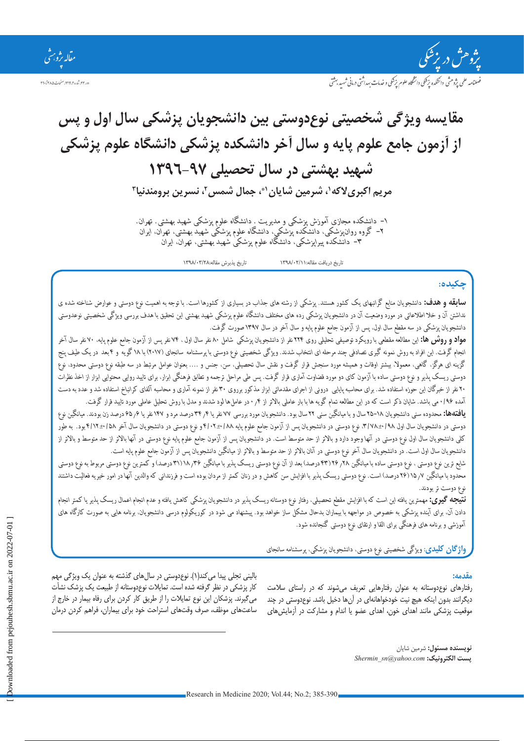# مقایسه ویژگی شخصیتی نوع‌دوستی بین دانشجویان پزشکی سال اول و پس از آزمون جامع علوم پایه و سال آخر دانشکده پزشکی دانشگاه علوم پزشکی شهید بهشتی در سال تحصیلی ۹۷-۱۳۹۶

**مریم اکبری‌لاکه[۱]، شرمین شایان[۱*]، جمال شمس[۲]، نسرین برومندنیا[۳]**

۱- دانشکده مجازی آموزش پزشکی و مدیریت . دانشگاه علوم پزشکی شهید بهشتی. تهران.
۲- گروه روانپزشکی، دانشکده پزشکی، دانشگاه علوم پزشکی شهید بهشتی، تهران، ایران
۳- دانشکده پیراپزشکی، دانشگاه علوم پزشکی شهید بهشتی، تهران، ایران

تاریخ دریافت مقاله:۱۳۹۸/۰۲/۱۱ تاریخ پذیرش مقاله:۱۳۹۸/۰۳/۲۸

## چکیده:

**سابقه و هدف:** دانشجویان منابع گرانبهای یک کشور هستند. پزشکی از رشته های جذاب در بسیاری از کشورها است. با توجه به اهمیت نوع دوستی و عوارض شناخته شده ی نداشتن آن و خلا اطلاعاتی در مورد وضعیت آن در دانشجویان پزشکی در رشته های مختلف دانشگاه علوم پزشکی شهید بهشتی این تحقیق با هدف بررسی ویژگی شخصیتی نوعدوستی دانشجویان پزشکی در سه مقطع سال اول، پس از آزمون جامع علوم پایه و سال آخر در سال ۱۳۹۷ صورت گرفت.

**مواد و روش ها:** این مطالعه مقطعی با رویکرد توصیفی تحلیلی روی ۲۲۴ نفر از دانشجویان پزشکی شامل ۸۰ نفر سال اول ، ۷۴ نفر پس از آزمون جامع علوم پایه، ۷۰ نفر سال آخر انجام گرفت. این افراد به روش نمونه گیری تصادفی چند مرحله ای انتخاب شدند. ویژگی شخصیتی نوع دوستی با پرسشنامه سانجای (۲۰۱۷) با ۱۸ گویه و ۴ بعد در یک طیف پنج گزینه ای هرگز، گاهی، معمولا، بیشتر اوقات و همیشه مورد سنجش قرار گرفت و نقش سال تحصیلی، سن، جنس و .... بعنوان عوامل مرتبط در سه طبقه نوع دوستی محدود، نوع دوستی ریسک پذیر و نوع دوستی ساده با آزمون کای دو مورد قضاوت آماری قرار گرفت. پس طی مراحل ترجمه و تطابق فرهنگی ابزار، برای تایید روایی محتوایی ابزار از اخذ نظرات ۲۰ نفر از خبرگان این حوزه استفاده شد. برای محاسبه پایایی درونی از اجرای مقدماتی ابزار مذکور برروی ۳۰ نفر از نمونه آماری و محاسبه آلفای کرانباخ استفاده شد و عدد به دست آمده ۰/۹۶ می باشد. شایان ذکر است که در این مطالعه تمام گویه ها با بار عاملی بالاتر از ۰/۴ در عامل‌ها لود شدند و مدل با روش تحلیل عاملی مورد تایید قرار گرفت.

**یافته‌ها:** محدوده سنی دانشجویان ۱۸-۲۵ سال و با میانگین سنی ۲۲ سال بود. دانشجویان مورد بررسی ۷۷ نفر یا ۳۴/۴ درصد مرد و ۱۴۷ نفر یا ۶۵/۶ درصد زن بودند. میانگین نوع دوستی در دانشجویان سال اول ۳/۷۸±۹۸/۹، نوع دوستی در دانشجویان پس از آزمون جامع علوم پایه ۸۸/۱±۴/۰۲ و نوع دوستی در دانشجویان سال آخر ۵۸/۱±۴/۱۲ بود. به طور کلی دانشجویان سال اول نوع دوستی در آنها وجود دارد و بالاتر از حد متوسط است. در دانشجویان پس از آزمون جامع علوم پایه نوع دوستی در آنها بالاتر از حد متوسط و بالاتر از دانشجویان سال اول است. در دانشجویان سال آخر نوع دوستی در آنان بالاتر از حد متوسط و بالاتر از میانگین دانشجویان پس از آزمون جامع علوم پایه است.

شایع ترین نوع دوستی ، نوع دوستی ساده با میانگین ۲۸/۲۶ (۴۳ درصد) بعد از آن نوع دوستی ریسک پذیر با میانگین ۳۶/۱۸ (۳۱ درصد) و کمترین نوع دوستی مربوط به نوع دوستی محدود با میانگین ۱۵/۷ (۲۶ درصد) است. نوع دوستی ریسک پذیر با افزایش سن کاهش و در زنان کمتر از مردان بوده است و فرزندانی که والدین آنها در امور خیریه فعالیت داشتند نوع دوست تر بودند.

**نتیجه گیری:** مهمترین یافته این است که با افزایش مقطع تحصیلی، رفتار نوع دوستانه ریسک پذیر در دانشجویان پزشکی کاهش یافته و عدم انجام اعمال ریسک پذیر یا کمتر انجام دادن آن، برای آینده پزشکی به خصوص در مواجهه با بیماران بدحال مشکل ساز خواهد بود. پیشنهاد می شود در کوریکولوم درسی دانشجویان، برنامه هایی به صورت کارگاه های آموزشی و برنامه های فرهنگی برای القا و ارتقای نوع دوستی گنجانده شود.

**واژگان کلیدی:** ویژگی شخصیتی نوع دوستی، دانشجویان پزشکی، پرسشنامه سانجای

## مقدمه:

رفتارهای نوع‌دوستانه به عنوان رفتارهایی تعریف می‌شوند که در راستای سلامت دیگرانند بدون اینکه هیچ نیت خودخواهانه‌ای در آن‌ها دخیل باشد. نوع‌دوستی در چند موقعیت پزشکی مانند اهدای خون، اهدای عضو یا اندام و مشارکت در آزمایش‌های بالینی تجلی پیدا می‌کند(۱). نوع‌دوستی در سال‌های گذشته به عنوان یک ویژگی مهم کار پزشکی در نظر گرفته شده است. تمایلات نوع‌دوستانه از طبیعت یک پزشک نشأت می‌گیرند. پزشکان این نوع تمایلات را از طریق کار کردن برای رفاه بیمار در خارج از ساعت‌های موظف، صرف وقت‌های استراحت خود برای بیماران، فراهم کردن درمان

**نویسنده مسئول:** شرمین شایان
**پست الکترونیک:** *Shermin_sn@yahoo.com*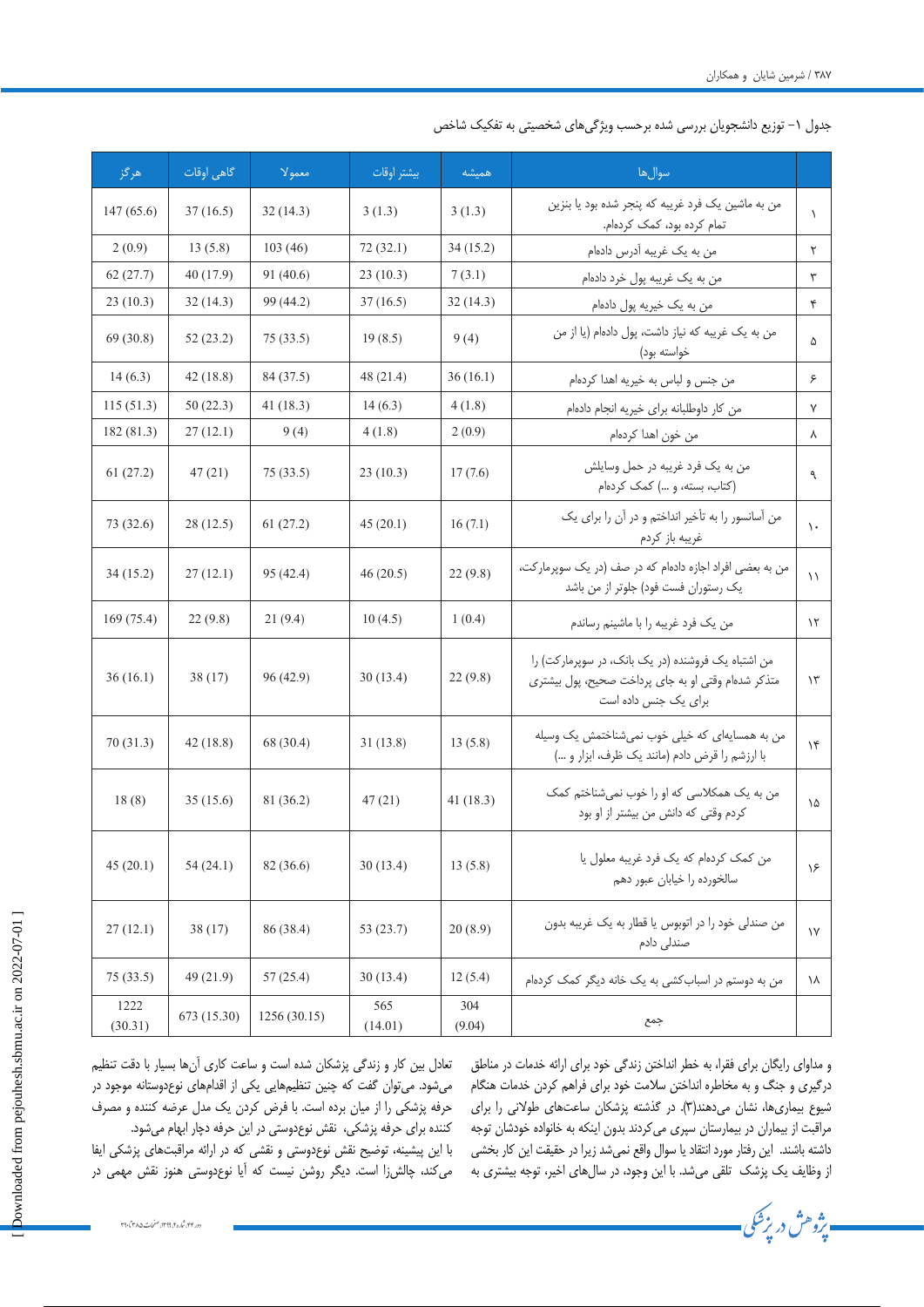جدول ۱- توزیع دانشجویان بررسی شده برحسب ویژگی‌های شخصیتی به تفکیک شاخص

| | سوال‌ها | همیشه | بیشتر اوقات | معمولا | گاهی اوقات | هرگز |
|---|---|---|---|---|---|---|
| ۱ | من به ماشین یک فرد غریبه که پنچر شده بود یا بنزین تمام کرده بود، کمک کرده‌ام. | 3 (1.3) | 3 (1.3) | 32 (14.3) | 37 (16.5) | 147 (65.6) |
| ۲ | من به یک غریبه آدرس داده‌ام | 34 (15.2) | 72 (32.1) | 103 (46) | 13 (5.8) | 2 (0.9) |
| ۳ | من به یک غریبه پول خرد داده‌ام | 7 (3.1) | 23 (10.3) | 91 (40.6) | 40 (17.9) | 62 (27.7) |
| ۴ | من به یک خیریه پول داده‌ام | 32 (14.3) | 37 (16.5) | 99 (44.2) | 32 (14.3) | 23 (10.3) |
| ۵ | من به یک غریبه که نیاز داشت، پول داده‌ام (یا از من خواسته بود) | 9 (4) | 19 (8.5) | 75 (33.5) | 52 (23.2) | 69 (30.8) |
| ۶ | من جنس و لباس به خیریه اهدا کرده‌ام | 36 (16.1) | 48 (21.4) | 84 (37.5) | 42 (18.8) | 14 (6.3) |
| ۷ | من کار داوطلبانه برای خیریه انجام داده‌ام | 4 (1.8) | 14 (6.3) | 41 (18.3) | 50 (22.3) | 115 (51.3) |
| ۸ | من خون اهدا کرده‌ام | 2 (0.9) | 4 (1.8) | 9 (4) | 27 (12.1) | 182 (81.3) |
| ۹ | من به یک فرد غریبه در حمل وسایلش (کتاب، بسته، و ...) کمک کرده‌ام | 17 (7.6) | 23 (10.3) | 75 (33.5) | 47 (21) | 61 (27.2) |
| ۱۰ | من آسانسور را به تأخیر انداختم و در آن را برای یک غریبه باز کردم | 16 (7.1) | 45 (20.1) | 61 (27.2) | 28 (12.5) | 73 (32.6) |
| ۱۱ | من به بعضی افراد اجازه داده‌ام که در صف (در یک سوپرمارکت، یک رستوران فست فود) جلوتر از من باشد | 22 (9.8) | 46 (20.5) | 95 (42.4) | 27 (12.1) | 34 (15.2) |
| ۱۲ | من یک فرد غریبه را با ماشینم رساندم | 1 (0.4) | 10 (4.5) | 21 (9.4) | 22 (9.8) | 169 (75.4) |
| ۱۳ | من اشتباه یک فروشنده (در یک بانک، در سوپرمارکت) را متذکر شده‌ام وقتی او به جای پرداخت صحیح، پول بیشتری برای یک جنس داده است | 22 (9.8) | 30 (13.4) | 96 (42.9) | 38 (17) | 36 (16.1) |
| ۱۴ | من به همسایه‌ای که خیلی خوب نمی‌شناختمش یک وسیله با ارزشم را قرض دادم (مانند یک ظرف، ابزار و ...) | 13 (5.8) | 31 (13.8) | 68 (30.4) | 42 (18.8) | 70 (31.3) |
| ۱۵ | من به یک همکلاسی که او را خوب نمی‌شناختم کمک کردم وقتی که دانش من بیشتر از او بود | 41 (18.3) | 47 (21) | 81 (36.2) | 35 (15.6) | 18 (8) |
| ۱۶ | من کمک کرده‌ام که یک فرد غریبه معلول یا سالخورده را خیابان عبور دهم | 13 (5.8) | 30 (13.4) | 82 (36.6) | 54 (24.1) | 45 (20.1) |
| ۱۷ | من صندلی خود را در اتوبوس یا قطار به یک غریبه بدون صندلی دادم | 20 (8.9) | 53 (23.7) | 86 (38.4) | 38 (17) | 27 (12.1) |
| ۱۸ | من به دوستم در اسباب‌کشی به یک خانه دیگر کمک کرده‌ام | 12 (5.4) | 30 (13.4) | 57 (25.4) | 49 (21.9) | 75 (33.5) |
| | جمع | 304 (9.04) | 565 (14.01) | 1256 (30.15) | 673 (15.30) | 1222 (30.31) |

و مداوای رایگان برای فقرا، به خطر انداختن زندگی خود برای ارائه خدمات در مناطق درگیری و جنگ و به مخاطره انداختن سلامت خود برای فراهم کردن خدمات هنگام شیوع بیماری‌ها، نشان می‌دهند(۳). در گذشته پزشکان ساعت‌های طولانی را برای مراقبت از بیماران در بیمارستان سپری می‌کردند بدون اینکه به خانواده خودشان توجه داشته باشند. این رفتار مورد انتقاد یا سوال واقع نمی‌شد زیرا در حقیقت این کار بخشی از وظایف یک پزشک تلقی می‌شد. با این وجود، در سال‌های اخیر، توجه بیشتری به تعادل بین کار و زندگی پزشکان شده است و ساعت کاری آن‌ها بسیار با دقت تنظیم می‌شود. می‌توان گفت که چنین تنظیم‌هایی یکی از اقدام‌های نوع‌دوستانه موجود در حرفه پزشکی را از میان برده است. با فرض کردن یک مدل عرضه کننده و مصرف کننده برای حرفه پزشکی، نقش نوع‌دوستی در این حرفه دچار ابهام می‌شود.

با این پیشینه، توضیح نقش نوع‌دوستی و نقشی که در ارائه مراقبت‌های پزشکی ایفا می‌کند، چالش‌زا است. دیگر روشن نیست که آیا نوع‌دوستی هنوز نقش مهمی در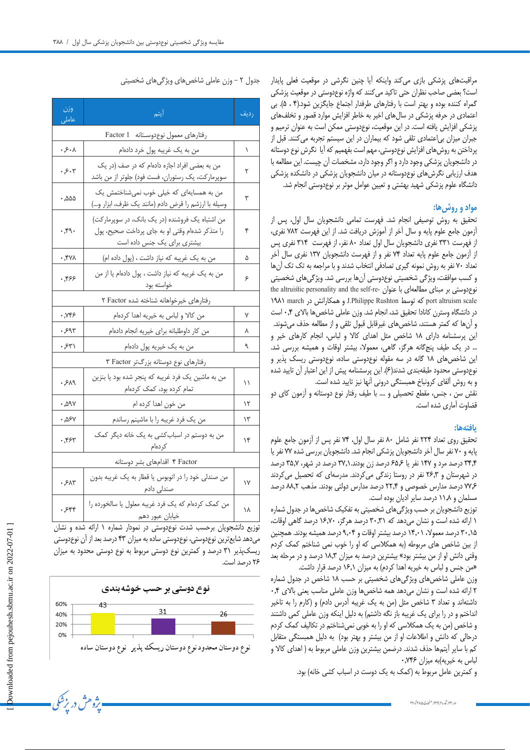مراقبت‌های پزشکی بازی می‌کند واینکه آیا چنین نگرشی در موقعیت فعلی پایدار است؟ بعضی صاحب نظران حتی تاکید می‌کنند که واژه نوع‌دوستی در موقعیت پزشکی گمراه کننده بوده و بهتر است با رفتارهای طرفدار اجتماع جایگزین شود(۴ ، ۵). بی اعتمادی در حرفه پزشکی در سال‌های اخیر به خاطر افزایش موارد قصور و تخلف‌های پزشکی افزایش یافته است. در این موقعیت، نوع‌دوستی ممکن است به عنوان ترمیم و جبران میزان بی‌اعتمادی تلقی شود که بیماران در این سیستم تجربه می‌کنند. قبل از پرداختن به روش‌های افزایش نوع‌دوستی، مهم است بفهمیم که آیا نگرش نوع دوستانه در دانشجویان پزشکی وجود دارد و اگر وجود دارد، مشخصات آن چیست. این مطالعه با هدف ارزیابی نگرش‌های نوع‌دوستانه در میان دانشجویان پزشکی در دانشکده پزشکی دانشگاه علوم پزشکی شهید بهشتی و تعیین عوامل موثر بر نوع‌دوستی انجام شد.

## مواد و روش‌ها:

تحقیق به روش توصیفی انجام شد. فهرست تمامی دانشجویان سال اول، پس از آزمون جامع علوم پایه و سال آخر از آموزش دریافت شد. از این فهرست ۷۸۲ نفری، از فهرست ۳۳۱ نفری دانشجویان سال اول تعداد ۸۰ نفر، از فهرست ۳۱۴ نفری پس از آزمون جامع علوم پایه تعداد ۷۴ نفر و از فهرست دانشجویان ۱۳۷ نفری سال آخر تعداد ۷۰ نفر به روش نمونه گیری تصادفی انتخاب شدند و با مراجعه به تک تک آن‌ها و کسب موافقت، ویژگی شخصیتی نوع‌دوستی آن‌ها بررسی شد. ویژگی‌های شخصیتی نوع‌دوستی بر مبنای مطالعه‌ای با عنوان the altruistic personality and the self-report altruism scale که توسط J.Philippe Rushton و همکارانش در march ۱۹۸۱ در دانشگاه وسترن کانادا تحقیق شد، انجام شد. وزن عاملی شاخص‌ها بالای ۰،۴ است و آن‌ها که کمتر هستند، شاخص‌های غیرقابل قبول تلقی و از مطالعه حذف می‌شوند. این پرسشنامه دارای ۱۸ شاخص مثل اهدای کالا و لباس، انجام کارهای خیر و ... در یک طیف پنج‌گانه هرگز، گاهی، معمولا، بیشتر اوقات و همیشه بررسی شد. این شاخص‌های ۱۸ گانه در سه مقوله نوع‌دوستی ساده، نوع‌دوستی ریسک پذیر و نوع‌دوستی محدود طبقه‌بندی شدند(۶). این پرسشنامه پیش از این اعتبار آن تایید شده و به روش آلفای کرونباخ همبستگی درونی آنها نیز تایید شده است.
نقش سن ، جنس، مقطع تحصیلی و .... با طیف رفتار نوع دوستانه و آزمون کای دو قضاوت آماری شده است.

## یافته‌ها:

تحقیق روی تعداد ۲۲۴ نفر شامل ۸۰ نفر سال اول، ۷۴ نفر پس از آزمون جامع علوم پایه و ۷۰ نفر سال آخر دانشجویان پزشکی انجام شد. دانشجویان بررسی شده ۷۷ نفر یا ۳۴،۴ درصد مرد و ۱۴۷ نفر یا ۶۵،۶ درصد زن بودند. ۳۷،۱ درصد در شهر، ۳۵،۷ درصد در شهرستان و ۲۶،۳ نفر در روستا زندگی می‌کردند. مدرسه‌ای که تحصیل می‌کردند ۷۷،۶ درصد مدارس خصوصی و ۲۲،۴ درصد مدارس دولتی بودند. مذهب ۸۸،۲ درصد مسلمان و ۱۱،۸ درصد سایر ادیان بوده است.
توزیع دانشجویان بر حسب ویژگی‌های شخصیتی به تفکیک شاخص‌ها در جدول شماره ۱ ارائه شده است و نشان می‌دهد که ۳۰،۳۱ درصد هرگز، ۱۶،۷۰ درصد گاهی اوقات، ۳۰،۱۵ درصد معمولا، ۱۴،۰۱ درصد بیشتر اوقات و ۹،۰۴ درصد همیشه بودند. همچنین از بین شاخص های مربوطه (به همکلاسی که او را خوب نمی شناختم کمک کردم وقتی دانش او از من بیشتر بود» بیشترین درصد به میزان ۱۸،۳ درصد و در مرحله بعد «من جنس و لباس به خیریه اهدا کردم) به میزان ۱۶،۱ درصد قرار داشت.
وزن عاملی شاخص‌های ویژگی‌های شخصیتی بر حسب ۱۸ شاخص در جدول شماره ۲ ارائه شده است و نشان می‌دهد همه شاخص‌ها وزن عاملی مناسب یعنی بالای ۰،۴ داشته‌اند و تعداد ۳ شاخص مثل (من به یک غریبه آدرس دادم) و (کارم را به تاخیر انداختم و در را برای یک غریبه باز نگه داشتم) به دلیل اینکه وزن عاملی کمی داشتند و شاخص (من به یک همکلاسی که او را به خوبی نمی‌شناختم در تکالیف کمک کردم درحالی که دانش و اطلاعات او از من بیشتر و بهتر بود) به دلیل همبستگی متقابل کم با سایر آیتم‌ها حذف شدند. درضمن بیشترین وزن عاملی مربوط به ( اهدای کالا و لباس به خیریه)به میزان ۰،۷۴۶
و کمترین عامل مربوط به (کمک به یک دوست در اسباب کشی خانه) بود.

جدول ۲ – وزن عاملی شاخص‌های ویژگی‌های شخصیتی

| ردیف | آیتم | وزن عاملی |
|---|---|---|
| رفتارهای معمول نوع‌دوستانه Factor 1 | | |
| ۱ | من به یک غریبه پول خرد داده‌ام | ۰،۶۰۸ |
| ۲ | من به بعضی افراد اجازه داده‌ام که در صف (در یک سوپرمارکت، یک رستوران، فست فود) جلوتر از من باشد | ۰،۶۰۳ |
| ۳ | من به همسایه‌ای که خیلی خوب نمی‌شناختمش یک وسیله با ارزشم را قرض دادم (مانند یک ظرف، ابزار و...) | ۰،۵۵۵ |
| ۴ | من اشتباه یک فروشنده (در یک بانک، در سوپرمارکت) را متذکر شده‌ام وقتی او به جای پرداخت صحیح، پول بیشتری برای یک جنس داده است | ۰،۴۹۰ |
| ۵ | من به یک غریبه که نیاز داشت ، (پول داده ام) | ۰،۴۷۸ |
| ۶ | من به یک غریبه که نیاز داشت ، پول داده‌ام یا از من خواسته بود | ۰،۴۶۶ |
| رفتارهای خیرخواهانه شناخته شده Factor ۲ | | |
| ۷ | من کالا و لباس به خیریه اهدا کرده‌ام | ۰،۷۴۶ |
| ۸ | من کار داوطلبانه برای خیریه انجام داده‌ام | ۰،۶۹۳ |
| ۹ | من به یک خیریه پول داده‌ام | ۰،۶۳۱ |
| رفتارهای نوع دوستانه بزرگ‌تر Factor ۳ | | |
| ۱۱ | من به ماشین یک فرد غریبه که پنچر شده بود یا بنزین تمام کرده بود، کمک کرده‌ام | ۰،۶۸۹ |
| ۱۲ | من خون اهدا کرده ام | ۰،۵۹۷ |
| ۱۳ | من یک فرد غریبه را با ماشینم رساندم | ۰،۵۶۷ |
| ۱۴ | من به دوستم در اسباب‌کشی به یک خانه دیگر کمک کرده‌ام | ۰،۴۶۳ |
| Factor ۴ اقدام‌های بشر دوستانه | | |
| ۱۷ | من صندلی خود را در اتوبوس یا قطار به یک غریبه بدون صندلی دادم | ۰،۶۸۳ |
| ۱۸ | من کمک کرده‌ام که یک فرد غریبه معلول یا سالخورده را خیابان عبور دهم | ۰،۶۴۴ |

توزیع دانشجویان برحسب شدت نوع‌دوستی در نمودار شماره ۱ ارائه شده و نشان می‌دهد شایع‌ترین نوع‌دوستی، نوع‌دوستی ساده به میزان ۴۳ درصد بعد از آن نوع‌دوستی ریسک‌پذیر ۳۱ درصد و کمترین نوع دوستی مربوط به نوع دوستی محدود به میزان ۲۶ درصد است.

**نوع دوستی بر حسب خوشه بندی**

| نوع دوستان ساده | نوع دوستان ریسک پذیر | نوع دوستان محدود |
|---|---|---|
| 43 | 31 | 26 |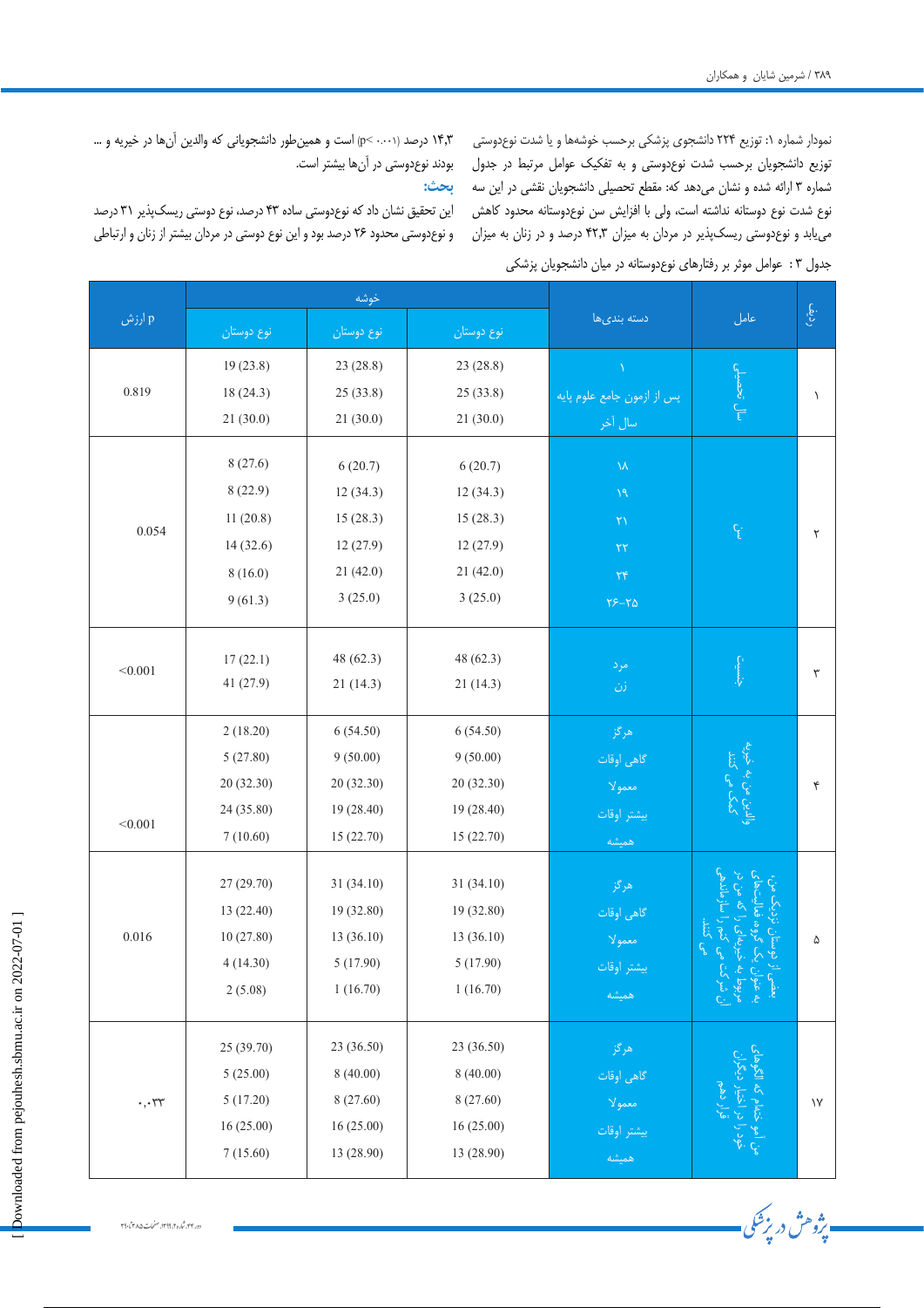نمودار شماره ۱: توزیع ۲۲۴ دانشجوی پزشکی برحسب خوشه‌ها و یا شدت نوع‌دوستی توزیع دانشجویان برحسب شدت نوع‌دوستی و به تفکیک عوامل مرتبط در جدول شماره ۳ ارائه شده و نشان می‌دهد که: مقطع تحصیلی دانشجویان نقشی در این سه نوع شدت نوع دوستانه نداشته است، ولی با افزایش سن نوع‌دوستانه محدود کاهش می‌یابد و نوع‌دوستی ریسک‌پذیر در مردان به میزان ۴۲،۳ درصد و در زنان به میزان ۱۴،۳ درصد (p< ۰.۰۰۱) است و همین‌طور دانشجویانی که والدین آن‌ها در خیریه و ... بودند نوع‌دوستی در آن‌ها بیشتر است.

**بحث:**

این تحقیق نشان داد که نوع‌دوستی ساده ۴۳ درصد، نوع دوستی ریسک‌پذیر ۳۱ درصد و نوع‌دوستی محدود ۲۶ درصد بود و این نوع دوستی در مردان بیشتر از زنان و ارتباطی

جدول ۳: عوامل موثر بر رفتارهای نوع‌دوستانه در میان دانشجویان پزشکی

| ردیف | عامل | دسته بندی‌ها | خوشه | | | ارزش p |
|---|---|---|---|---|---|---|
| | | | نوع دوستان | نوع دوستان | نوع دوستان | |
| ۱ | سال تحصیلی | ۱ | 23 (28.8) | 23 (28.8) | 19 (23.8) | 0.819 |
| | | پس از ازمون جامع علوم پایه | 25 (33.8) | 25 (33.8) | 18 (24.3) | |
| | | سال آخر | 21 (30.0) | 21 (30.0) | 21 (30.0) | |
| ۲ | سن | ۱۸ | 6 (20.7) | 6 (20.7) | 8 (27.6) | 0.054 |
| | | ۱۹ | 12 (34.3) | 12 (34.3) | 8 (22.9) | |
| | | ۲۱ | 15 (28.3) | 15 (28.3) | 11 (20.8) | |
| | | ۲۲ | 12 (27.9) | 12 (27.9) | 14 (32.6) | |
| | | ۲۴ | 21 (42.0) | 21 (42.0) | 8 (16.0) | |
| | | ۲۵-۲۶ | 3 (25.0) | 3 (25.0) | 9 (61.3) | |
| ۳ | جنسیت | مرد | 48 (62.3) | 48 (62.3) | 17 (22.1) | <0.001 |
| | | زن | 21 (14.3) | 21 (14.3) | 41 (27.9) | |
| ۴ | والدین من به خیریه کمک می کنند | هرگز | 6 (54.50) | 6 (54.50) | 2 (18.20) | <0.001 |
| | | گاهی اوقات | 9 (50.00) | 9 (50.00) | 5 (27.80) | |
| | | معمولا | 20 (32.30) | 20 (32.30) | 20 (32.30) | |
| | | بیشتر اوقات | 19 (28.40) | 19 (28.40) | 24 (35.80) | |
| | | همیشه | 15 (22.70) | 15 (22.70) | 7 (10.60) | |
| ۵ | بعضی از دوستان نزدیک من، به عنوان یک گروه فعالیت‌های مربوط به خیریه‌ای را که من در آن شرکت می کنم را سازماندهی می کنند | هرگز | 31 (34.10) | 31 (34.10) | 27 (29.70) | 0.016 |
| | | گاهی اوقات | 19 (32.80) | 19 (32.80) | 13 (22.40) | |
| | | معمولا | 13 (36.10) | 13 (36.10) | 10 (27.80) | |
| | | بیشتر اوقات | 5 (17.90) | 5 (17.90) | 4 (14.30) | |
| | | همیشه | 1 (16.70) | 1 (16.70) | 2 (5.08) | |
| ۱۷ | من اهتمام دارم که الگوهای خود را در اختیار دیگران قرار دهم | هرگز | 23 (36.50) | 23 (36.50) | 25 (39.70) | ۰،۰۳۳ |
| | | گاهی اوقات | 8 (40.00) | 8 (40.00) | 5 (25.00) | |
| | | معمولا | 8 (27.60) | 8 (27.60) | 5 (17.20) | |
| | | بیشتر اوقات | 16 (25.00) | 16 (25.00) | 16 (25.00) | |
| | | همیشه | 13 (28.90) | 13 (28.90) | 7 (15.60) | |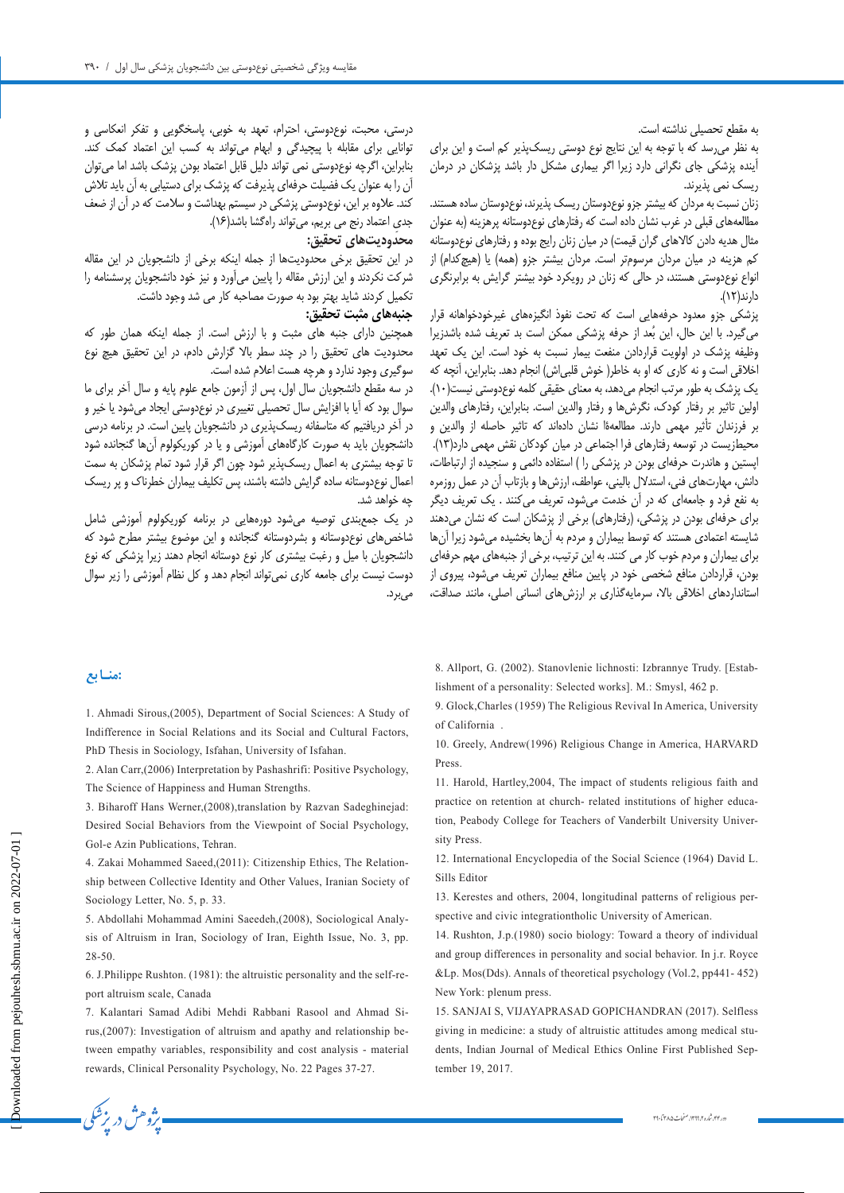به مقطع تحصیلی نداشته است.

به نظر می‌رسد که با توجه به این نتایج نوع دوستی ریسک‌پذیر کم است و این برای آینده پزشکی جای نگرانی دارد زیرا اگر بیماری مشکل دار باشد پزشکان در درمان ریسک نمی پذیرند.

زنان نسبت به مردان که بیشتر جزو نوع‌دوستان ریسک پذیرند، نوع‌دوستان ساده هستند. مطالعه‌های قبلی در غرب نشان داده است که رفتارهای نوع‌دوستانه پرهزینه (به عنوان مثال هدیه دادن کالاهای گران قیمت) در میان زنان رایج بوده و رفتارهای نوع‌دوستانه کم هزینه در میان مردان مرسوم‌تر است. مردان بیشتر جزو (همه) یا (هیچ‌کدام) از انواع نوع‌دوستی هستند، در حالی که زنان در رویکرد خود بیشتر گرایش به برابرنگری دارند(۱۲).

پزشکی جزو معدود حرفه‌هایی است که تحت نفوذ انگیزه‌های غیرخودخواهانه قرار می‌گیرد. با این حال، این بُعد از حرفه پزشکی ممکن است بد تعریف شده باشدزیرا وظیفه پزشک در اولویت قراردادن منفعت بیمار نسبت به خود است. این یک تعهد اخلاقی است و نه کاری که او به خاطر( خوش قلبی‌اش) انجام دهد. بنابراین، آنچه که یک پزشک به طور مرتب انجام می‌دهد، به معنای حقیقی کلمه نوع‌دوستی نیست(۱۰).

اولین تاثیر بر رفتار کودک، نگرش‌ها و رفتار والدین است. بنابراین، رفتارهای والدین بر فرزندان تأثیر مهمی دارند. مطالعهٔ نشان داده‌اند که تاثیر حاصله از والدین و محیط‌زیست در توسعه رفتارهای فرا اجتماعی در میان کودکان نقش مهمی دارد(۱۳).

اپستین و هاندرت حرفه‌ای بودن در پزشکی را ) استفاده دائمی و سنجیده از ارتباطات، دانش، مهارت‌های فنی، استدلال بالینی، عواطف، ارزش‌ها و بازتاب آن در عمل روزمره به نفع فرد و جامعه‌ای که در آن خدمت می‌شود، تعریف می‌کنند . یک تعریف دیگر برای حرفه‌ای بودن در پزشکی، (رفتارهای) برخی از پزشکان است که نشان می‌دهند شایسته اعتمادی هستند که توسط بیماران و مردم به آن‌ها بخشیده می‌شود زیرا آن‌ها برای بیماران و مردم خوب کار می کنند. به این ترتیب، برخی از جنبه‌های مهم حرفه‌ای بودن، قراردادن منافع شخصی خود در پایین منافع بیماران تعریف می‌شود، پیروی از استانداردهای اخلاقی بالا، سرمایه‌گذاری بر ارزش‌های انسانی اصلی، مانند صداقت، درستی، محبت، نوع‌دوستی، احترام، تعهد به خوبی، پاسخگویی و تفکر انعکاسی و توانایی برای مقابله با پیچیدگی و ابهام می‌تواند به کسب این اعتماد کمک کند. بنابراین، اگرچه نوع‌دوستی نمی تواند دلیل قابل اعتماد بودن پزشک باشد اما می‌توان آن را به عنوان یک فضیلت حرفه‌ای پذیرفت که پزشک برای دستیابی به آن باید تلاش کند. علاوه بر این، نوع‌دوستی پزشکی در سیستم بهداشت و سلامت که در آن از ضعف جدیِ اعتماد رنج می بریم، می‌تواند راه‌گشا باشد(۱۶).

## محدودیت‌های تحقیق:

در این تحقیق برخی محدودیت‌ها از جمله اینکه برخی از دانشجویان در این مقاله شرکت نکردند و این ارزش مقاله را پایین می‌آورد و نیز خود دانشجویان پرسشنامه را تکمیل کردند شاید بهتر بود به صورت مصاحبه کار می شد وجود داشت.

## جنبه‌های مثبت تحقیق:

همچنین دارای جنبه های مثبت و با ارزش است. از جمله اینکه همان طور که محدودیت های تحقیق را در چند سطر بالا گزارش دادم، در این تحقیق هیچ نوع سوگیری وجود ندارد و هرچه هست اعلام شده است.

در سه مقطع دانشجویان سال اول، پس از آزمون جامع علوم پایه و سال آخر برای ما سوال بود که آیا با افزایش سال تحصیلی تغییری در نوع‌دوستی ایجاد می‌شود یا خیر و در آخر دریافتیم که متاسفانه ریسک‌پذیری در دانشجویان پایین است. در برنامه درسی دانشجویان باید به صورت کارگاه‌های آموزشی و یا در کوریکولوم آن‌ها گنجانده شود تا توجه بیشتری به اعمال ریسک‌پذیر شود چون اگر قرار شود تمام پزشکان به سمت اعمال نوع‌دوستانه ساده گرایش داشته باشند، پس تکلیف بیماران خطرناک و پر ریسک چه خواهد شد.

در یک جمع‌بندی توصیه می‌شود دوره‌هایی در برنامه کوریکولوم آموزشی شامل شاخص‌های نوع‌دوستانه و بشردوستانه گنجانده و این موضوع بیشتر مطرح شود که دانشجویان با میل و رغبت بیشتری کار نوع دوستانه انجام دهند زیرا پزشکی که نوع دوست نیست برای جامعه کاری نمی‌تواند انجام دهد و کل نظام آموزشی را زیر سوال می‌برد.

## منابع:

1. Ahmadi Sirous,(2005), Department of Social Sciences: A Study of Indifference in Social Relations and its Social and Cultural Factors, PhD Thesis in Sociology, Isfahan, University of Isfahan.

2. Alan Carr,(2006) Interpretation by Pashashrifi: Positive Psychology, The Science of Happiness and Human Strengths.

3. Biharoff Hans Werner,(2008),translation by Razvan Sadeghinejad: Desired Social Behaviors from the Viewpoint of Social Psychology, Gol-e Azin Publications, Tehran.

4. Zakai Mohammed Saeed,(2011): Citizenship Ethics, The Relationship between Collective Identity and Other Values, Iranian Society of Sociology Letter, No. 5, p. 33.

5. Abdollahi Mohammad Amini Saeedeh,(2008), Sociological Analysis of Altruism in Iran, Sociology of Iran, Eighth Issue, No. 3, pp. 28-50.

6. J.Philippe Rushton. (1981): the altruistic personality and the self-report altruism scale, Canada

7. Kalantari Samad Adibi Mehdi Rabbani Rasool and Ahmad Sirus,(2007): Investigation of altruism and apathy and relationship between empathy variables, responsibility and cost analysis - material rewards, Clinical Personality Psychology, No. 22 Pages 37-27.

8. Allport, G. (2002). Stanovlenie lichnosti: Izbrannye Trudy. [Establishment of a personality: Selected works]. M.: Smysl, 462 p.

9. Glock,Charles (1959) The Religious Revival In America, University of California .

10. Greely, Andrew(1996) Religious Change in America, HARVARD Press.

11. Harold, Hartley,2004, The impact of students religious faith and practice on retention at church- related institutions of higher education, Peabody College for Teachers of Vanderbilt University University Press.

12. International Encyclopedia of the Social Science (1964) David L. Sills Editor

13. Kerestes and others, 2004, longitudinal patterns of religious perspective and civic integrationtholic University of American.

14. Rushton, J.p.(1980) socio biology: Toward a theory of individual and group differences in personality and social behavior. In j.r. Royce &Lp. Mos(Dds). Annals of theoretical psychology (Vol.2, pp441- 452) New York: plenum press.

15. SANJAI S, VIJAYAPRASAD GOPICHANDRAN (2017). Selfless giving in medicine: a study of altruistic attitudes among medical students, Indian Journal of Medical Ethics Online First Published September 19, 2017.